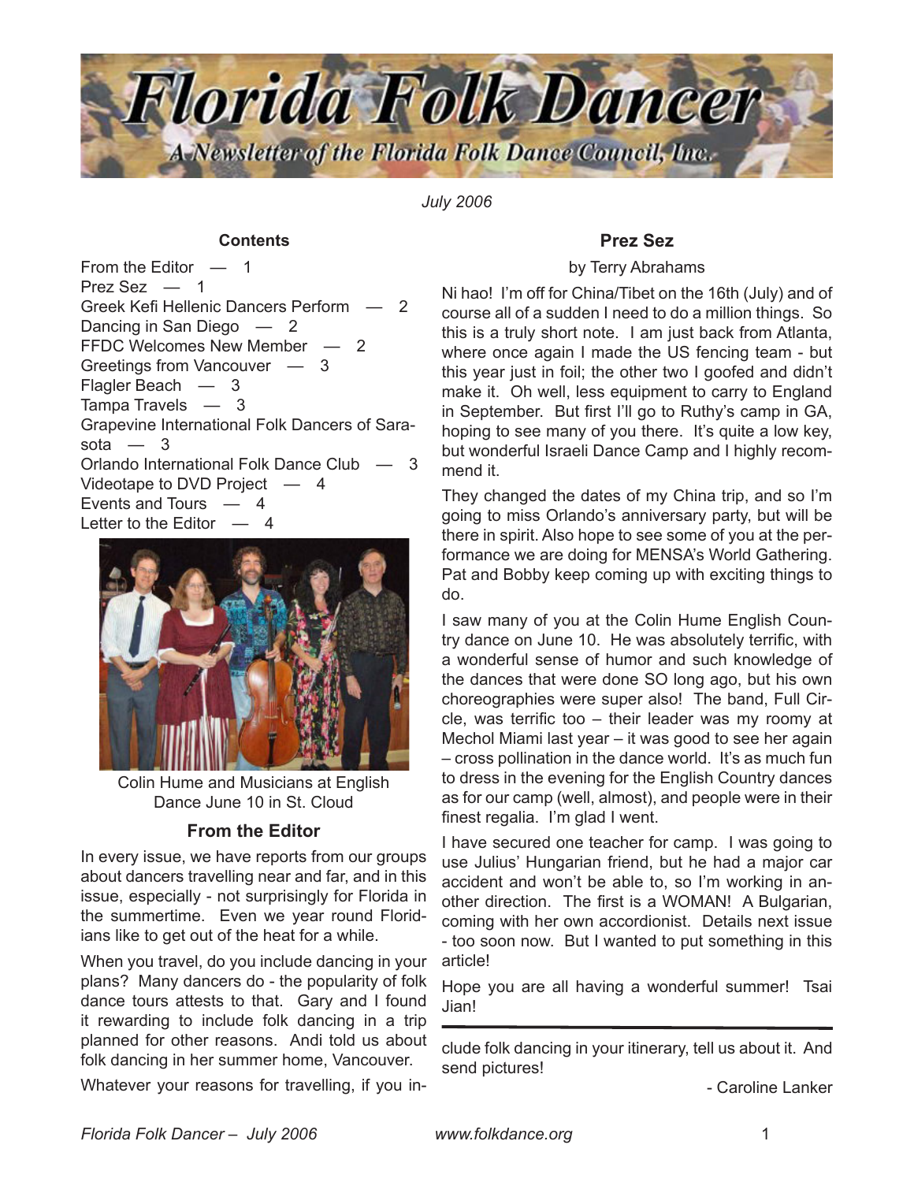# Florida Folk Dancer

A Newsletter of the Florida Folk Dance Council, Inc.

*July 2006*

### Contents

From the Editor — 1
Prez Sez — 1
Greek Kefi Hellenic Dancers Perform — 2
Dancing in San Diego — 2
FFDC Welcomes New Member — 2
Greetings from Vancouver — 3
Flagler Beach — 3
Tampa Travels — 3
Grapevine International Folk Dancers of Sarasota — 3
Orlando International Folk Dance Club — 3
Videotape to DVD Project — 4
Events and Tours — 4
Letter to the Editor — 4

Colin Hume and Musicians at English Dance June 10 in St. Cloud

## From the Editor

In every issue, we have reports from our groups about dancers travelling near and far, and in this issue, especially - not surprisingly for Florida in the summertime. Even we year round Floridians like to get out of the heat for a while.

When you travel, do you include dancing in your plans? Many dancers do - the popularity of folk dance tours attests to that. Gary and I found it rewarding to include folk dancing in a trip planned for other reasons. Andi told us about folk dancing in her summer home, Vancouver.

Whatever your reasons for travelling, if you include folk dancing in your itinerary, tell us about it. And send pictures!

- Caroline Lanker

## Prez Sez

by Terry Abrahams

Ni hao! I'm off for China/Tibet on the 16th (July) and of course all of a sudden I need to do a million things. So this is a truly short note. I am just back from Atlanta, where once again I made the US fencing team - but this year just in foil; the other two I goofed and didn't make it. Oh well, less equipment to carry to England in September. But first I'll go to Ruthy's camp in GA, hoping to see many of you there. It's quite a low key, but wonderful Israeli Dance Camp and I highly recommend it.

They changed the dates of my China trip, and so I'm going to miss Orlando's anniversary party, but will be there in spirit. Also hope to see some of you at the performance we are doing for MENSA's World Gathering. Pat and Bobby keep coming up with exciting things to do.

I saw many of you at the Colin Hume English Country dance on June 10. He was absolutely terrific, with a wonderful sense of humor and such knowledge of the dances that were done SO long ago, but his own choreographies were super also! The band, Full Circle, was terrific too – their leader was my roomy at Mechol Miami last year – it was good to see her again – cross pollination in the dance world. It's as much fun to dress in the evening for the English Country dances as for our camp (well, almost), and people were in their finest regalia. I'm glad I went.

I have secured one teacher for camp. I was going to use Julius' Hungarian friend, but he had a major car accident and won't be able to, so I'm working in another direction. The first is a WOMAN! A Bulgarian, coming with her own accordionist. Details next issue - too soon now. But I wanted to put something in this article!

Hope you are all having a wonderful summer! Tsai Jian!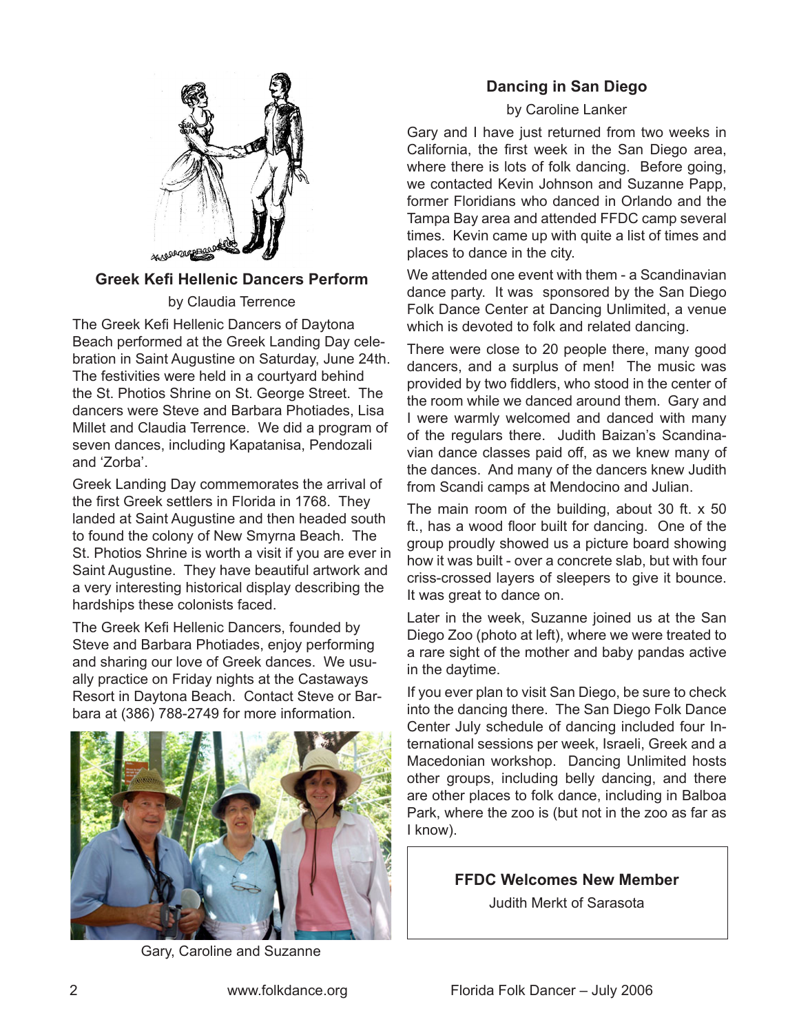## Greek Kefi Hellenic Dancers Perform

by Claudia Terrence

The Greek Kefi Hellenic Dancers of Daytona Beach performed at the Greek Landing Day celebration in Saint Augustine on Saturday, June 24th. The festivities were held in a courtyard behind the St. Photios Shrine on St. George Street. The dancers were Steve and Barbara Photiades, Lisa Millet and Claudia Terrence. We did a program of seven dances, including Kapatanisa, Pendozali and 'Zorba'.

Greek Landing Day commemorates the arrival of the first Greek settlers in Florida in 1768. They landed at Saint Augustine and then headed south to found the colony of New Smyrna Beach. The St. Photios Shrine is worth a visit if you are ever in Saint Augustine. They have beautiful artwork and a very interesting historical display describing the hardships these colonists faced.

The Greek Kefi Hellenic Dancers, founded by Steve and Barbara Photiades, enjoy performing and sharing our love of Greek dances. We usually practice on Friday nights at the Castaways Resort in Daytona Beach. Contact Steve or Barbara at (386) 788-2749 for more information.

Gary, Caroline and Suzanne

## Dancing in San Diego

by Caroline Lanker

Gary and I have just returned from two weeks in California, the first week in the San Diego area, where there is lots of folk dancing. Before going, we contacted Kevin Johnson and Suzanne Papp, former Floridians who danced in Orlando and the Tampa Bay area and attended FFDC camp several times. Kevin came up with quite a list of times and places to dance in the city.

We attended one event with them - a Scandinavian dance party. It was sponsored by the San Diego Folk Dance Center at Dancing Unlimited, a venue which is devoted to folk and related dancing.

There were close to 20 people there, many good dancers, and a surplus of men! The music was provided by two fiddlers, who stood in the center of the room while we danced around them. Gary and I were warmly welcomed and danced with many of the regulars there. Judith Baizan's Scandinavian dance classes paid off, as we knew many of the dances. And many of the dancers knew Judith from Scandi camps at Mendocino and Julian.

The main room of the building, about 30 ft. x 50 ft., has a wood floor built for dancing. One of the group proudly showed us a picture board showing how it was built - over a concrete slab, but with four criss-crossed layers of sleepers to give it bounce. It was great to dance on.

Later in the week, Suzanne joined us at the San Diego Zoo (photo at left), where we were treated to a rare sight of the mother and baby pandas active in the daytime.

If you ever plan to visit San Diego, be sure to check into the dancing there. The San Diego Folk Dance Center July schedule of dancing included four International sessions per week, Israeli, Greek and a Macedonian workshop. Dancing Unlimited hosts other groups, including belly dancing, and there are other places to folk dance, including in Balboa Park, where the zoo is (but not in the zoo as far as I know).

**FFDC Welcomes New Member**

Judith Merkt of Sarasota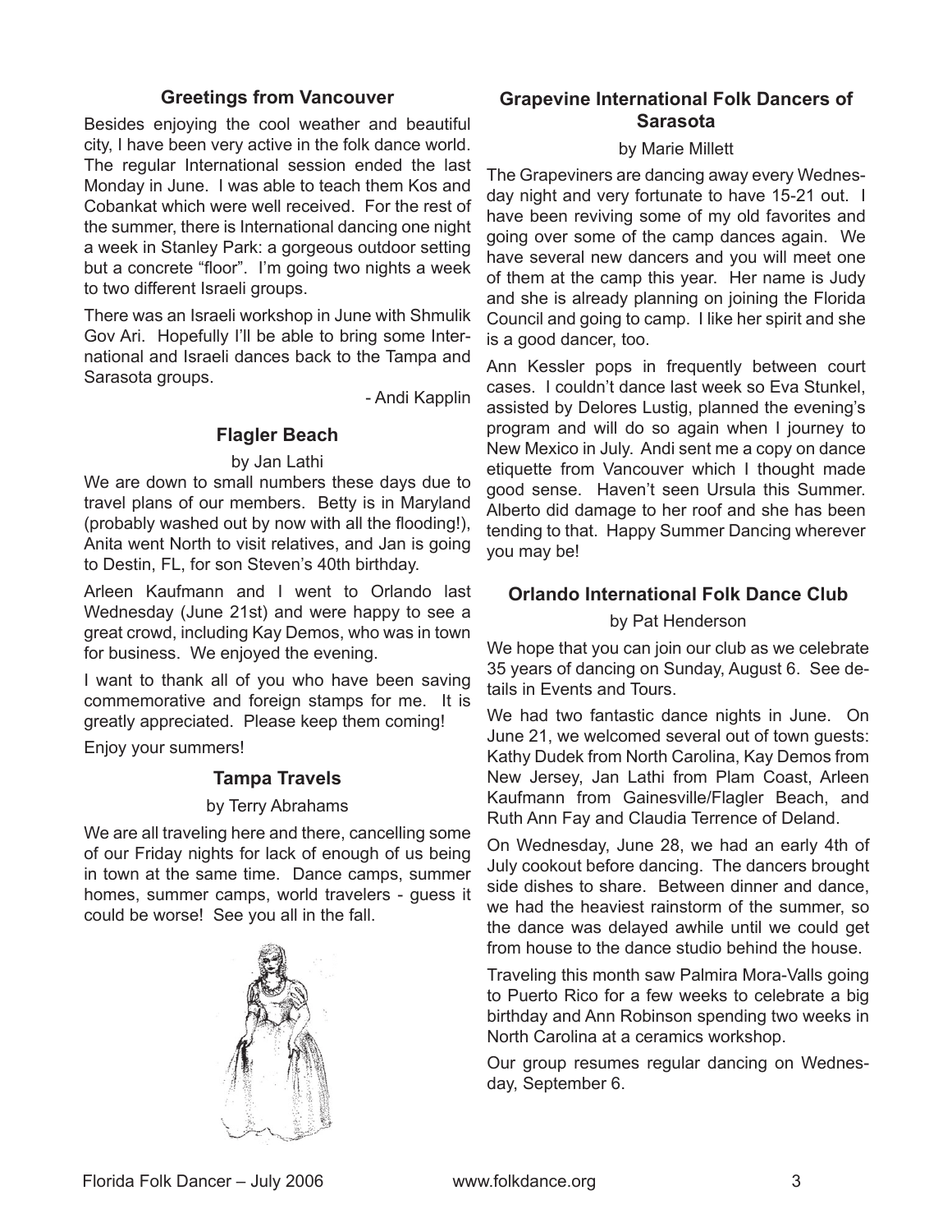## Greetings from Vancouver

Besides enjoying the cool weather and beautiful city, I have been very active in the folk dance world. The regular International session ended the last Monday in June. I was able to teach them Kos and Cobankat which were well received. For the rest of the summer, there is International dancing one night a week in Stanley Park: a gorgeous outdoor setting but a concrete "floor". I'm going two nights a week to two different Israeli groups.

There was an Israeli workshop in June with Shmulik Gov Ari. Hopefully I'll be able to bring some International and Israeli dances back to the Tampa and Sarasota groups.

- Andi Kapplin

## Flagler Beach

by Jan Lathi

We are down to small numbers these days due to travel plans of our members. Betty is in Maryland (probably washed out by now with all the flooding!), Anita went North to visit relatives, and Jan is going to Destin, FL, for son Steven's 40th birthday.

Arleen Kaufmann and I went to Orlando last Wednesday (June 21st) and were happy to see a great crowd, including Kay Demos, who was in town for business. We enjoyed the evening.

I want to thank all of you who have been saving commemorative and foreign stamps for me. It is greatly appreciated. Please keep them coming!

Enjoy your summers!

## Tampa Travels

by Terry Abrahams

We are all traveling here and there, cancelling some of our Friday nights for lack of enough of us being in town at the same time. Dance camps, summer homes, summer camps, world travelers - guess it could be worse! See you all in the fall.

## Grapevine International Folk Dancers of Sarasota

by Marie Millett

The Grapeviners are dancing away every Wednesday night and very fortunate to have 15-21 out. I have been reviving some of my old favorites and going over some of the camp dances again. We have several new dancers and you will meet one of them at the camp this year. Her name is Judy and she is already planning on joining the Florida Council and going to camp. I like her spirit and she is a good dancer, too.

Ann Kessler pops in frequently between court cases. I couldn't dance last week so Eva Stunkel, assisted by Delores Lustig, planned the evening's program and will do so again when I journey to New Mexico in July. Andi sent me a copy on dance etiquette from Vancouver which I thought made good sense. Haven't seen Ursula this Summer. Alberto did damage to her roof and she has been tending to that. Happy Summer Dancing wherever you may be!

## Orlando International Folk Dance Club

by Pat Henderson

We hope that you can join our club as we celebrate 35 years of dancing on Sunday, August 6. See details in Events and Tours.

We had two fantastic dance nights in June. On June 21, we welcomed several out of town guests: Kathy Dudek from North Carolina, Kay Demos from New Jersey, Jan Lathi from Plam Coast, Arleen Kaufmann from Gainesville/Flagler Beach, and Ruth Ann Fay and Claudia Terrence of Deland.

On Wednesday, June 28, we had an early 4th of July cookout before dancing. The dancers brought side dishes to share. Between dinner and dance, we had the heaviest rainstorm of the summer, so the dance was delayed awhile until we could get from house to the dance studio behind the house.

Traveling this month saw Palmira Mora-Valls going to Puerto Rico for a few weeks to celebrate a big birthday and Ann Robinson spending two weeks in North Carolina at a ceramics workshop.

Our group resumes regular dancing on Wednesday, September 6.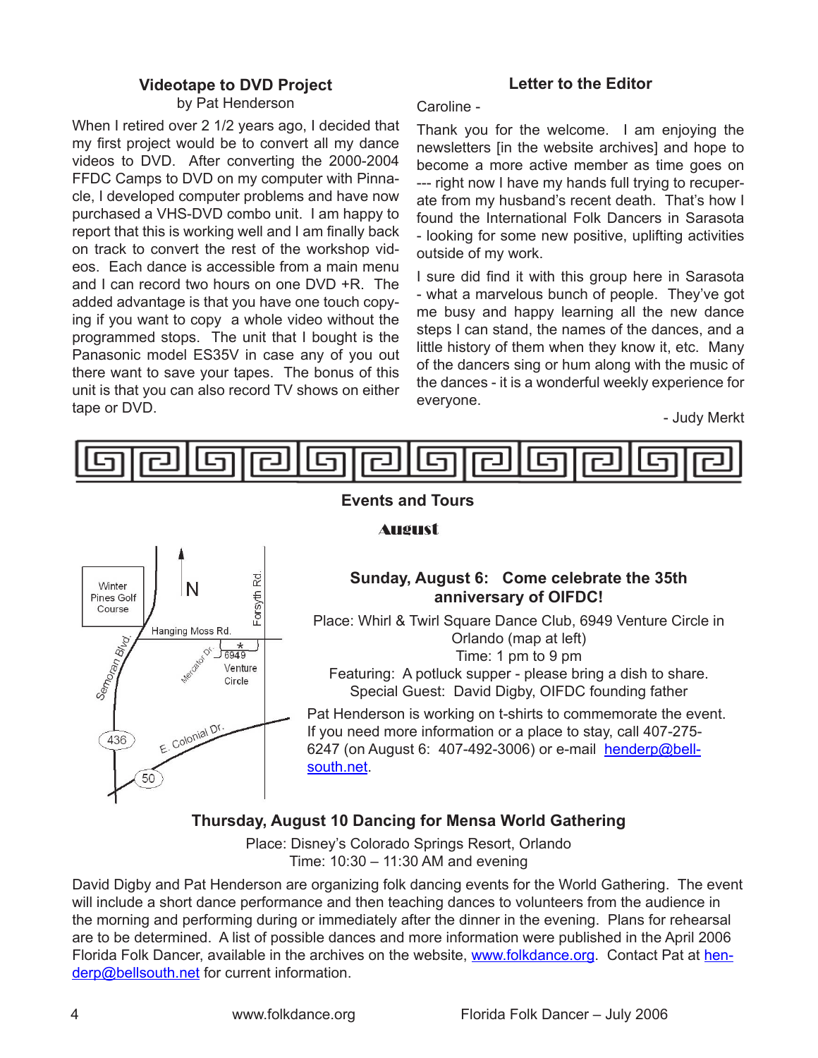## Videotape to DVD Project

by Pat Henderson

When I retired over 2 1/2 years ago, I decided that my first project would be to convert all my dance videos to DVD. After converting the 2000-2004 FFDC Camps to DVD on my computer with Pinnacle, I developed computer problems and have now purchased a VHS-DVD combo unit. I am happy to report that this is working well and I am finally back on track to convert the rest of the workshop videos. Each dance is accessible from a main menu and I can record two hours on one DVD +R. The added advantage is that you have one touch copying if you want to copy a whole video without the programmed stops. The unit that I bought is the Panasonic model ES35V in case any of you out there want to save your tapes. The bonus of this unit is that you can also record TV shows on either tape or DVD.

## Letter to the Editor

Caroline -

Thank you for the welcome. I am enjoying the newsletters [in the website archives] and hope to become a more active member as time goes on --- right now I have my hands full trying to recuperate from my husband's recent death. That's how I found the International Folk Dancers in Sarasota - looking for some new positive, uplifting activities outside of my work.

I sure did find it with this group here in Sarasota - what a marvelous bunch of people. They've got me busy and happy learning all the new dance steps I can stand, the names of the dances, and a little history of them when they know it, etc. Many of the dancers sing or hum along with the music of the dances - it is a wonderful weekly experience for everyone.

- Judy Merkt

## Events and Tours

### August

**Sunday, August 6: Come celebrate the 35th anniversary of OIFDC!**

Place: Whirl & Twirl Square Dance Club, 6949 Venture Circle in Orlando (map at left)
Time: 1 pm to 9 pm
Featuring: A potluck supper - please bring a dish to share.
Special Guest: David Digby, OIFDC founding father

Pat Henderson is working on t-shirts to commemorate the event. If you need more information or a place to stay, call 407-275-6247 (on August 6: 407-492-3006) or e-mail henderp@bellsouth.net.

Winter Pines Golf Course · N · Forsyth Rd. · Hanging Moss Rd. · Semoran Blvd. · Mercator Dr. · * 6949 Venture Circle · 436 · E. Colonial Dr. · 50

**Thursday, August 10 Dancing for Mensa World Gathering**

Place: Disney's Colorado Springs Resort, Orlando
Time: 10:30 – 11:30 AM and evening

David Digby and Pat Henderson are organizing folk dancing events for the World Gathering. The event will include a short dance performance and then teaching dances to volunteers from the audience in the morning and performing during or immediately after the dinner in the evening. Plans for rehearsal are to be determined. A list of possible dances and more information were published in the April 2006 Florida Folk Dancer, available in the archives on the website, www.folkdance.org. Contact Pat at henderp@bellsouth.net for current information.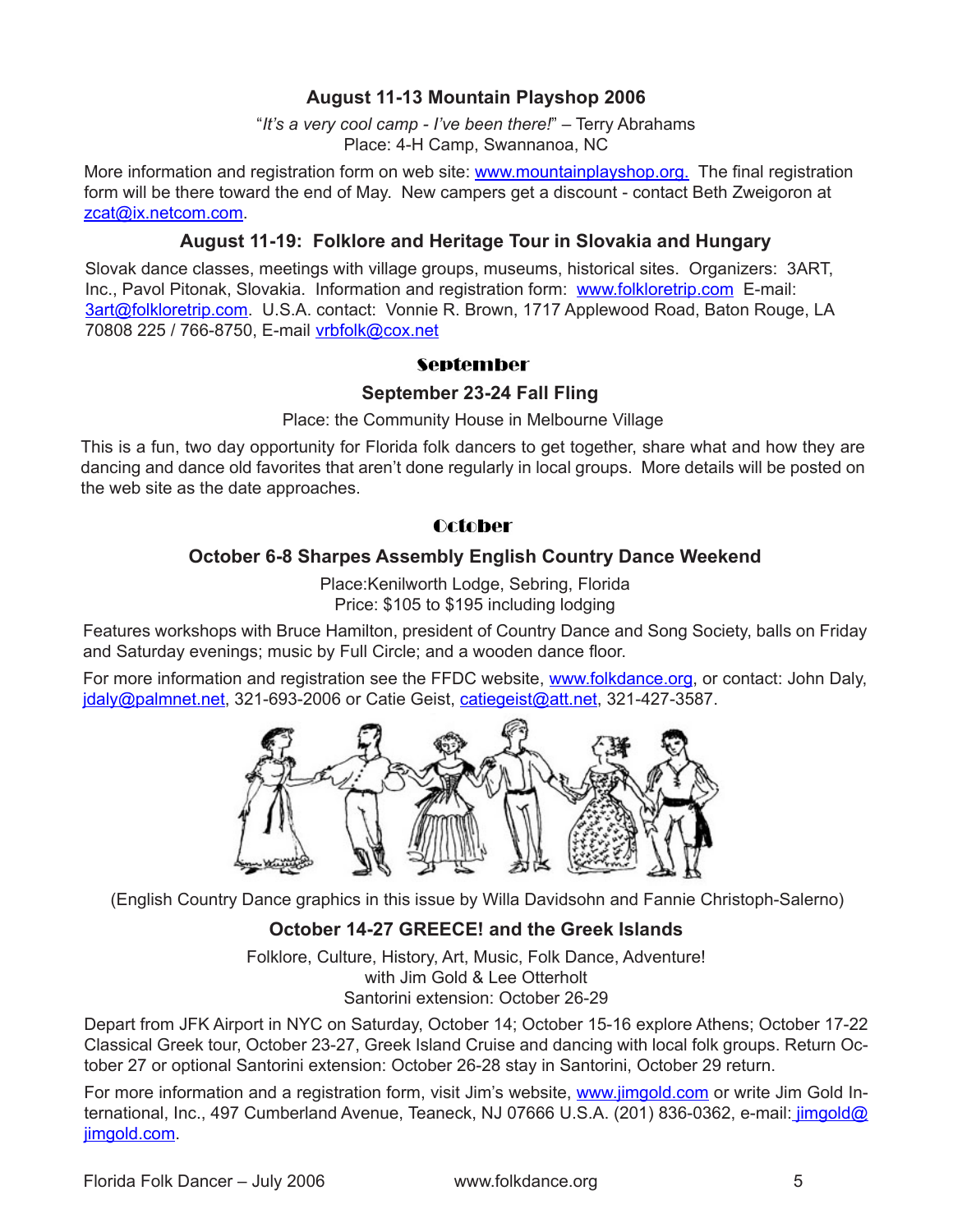### August 11-13 Mountain Playshop 2006

"*It's a very cool camp - I've been there!*" – Terry Abrahams
Place: 4-H Camp, Swannanoa, NC

More information and registration form on web site: www.mountainplayshop.org. The final registration form will be there toward the end of May. New campers get a discount - contact Beth Zweigoron at zcat@ix.netcom.com.

### August 11-19: Folklore and Heritage Tour in Slovakia and Hungary

Slovak dance classes, meetings with village groups, museums, historical sites. Organizers: 3ART, Inc., Pavol Pitonak, Slovakia. Information and registration form: www.folkloretrip.com E-mail: 3art@folkloretrip.com. U.S.A. contact: Vonnie R. Brown, 1717 Applewood Road, Baton Rouge, LA 70808 225 / 766-8750, E-mail vrbfolk@cox.net

## September

### September 23-24 Fall Fling

Place: the Community House in Melbourne Village

This is a fun, two day opportunity for Florida folk dancers to get together, share what and how they are dancing and dance old favorites that aren't done regularly in local groups. More details will be posted on the web site as the date approaches.

## October

### October 6-8 Sharpes Assembly English Country Dance Weekend

Place:Kenilworth Lodge, Sebring, Florida
Price: $105 to $195 including lodging

Features workshops with Bruce Hamilton, president of Country Dance and Song Society, balls on Friday and Saturday evenings; music by Full Circle; and a wooden dance floor.

For more information and registration see the FFDC website, www.folkdance.org, or contact: John Daly, jdaly@palmnet.net, 321-693-2006 or Catie Geist, catiegeist@att.net, 321-427-3587.

(English Country Dance graphics in this issue by Willa Davidsohn and Fannie Christoph-Salerno)

### October 14-27 GREECE! and the Greek Islands

Folklore, Culture, History, Art, Music, Folk Dance, Adventure!
with Jim Gold & Lee Otterholt
Santorini extension: October 26-29

Depart from JFK Airport in NYC on Saturday, October 14; October 15-16 explore Athens; October 17-22 Classical Greek tour, October 23-27, Greek Island Cruise and dancing with local folk groups. Return October 27 or optional Santorini extension: October 26-28 stay in Santorini, October 29 return.

For more information and a registration form, visit Jim's website, www.jimgold.com or write Jim Gold International, Inc., 497 Cumberland Avenue, Teaneck, NJ 07666 U.S.A. (201) 836-0362, e-mail: jimgold@jimgold.com.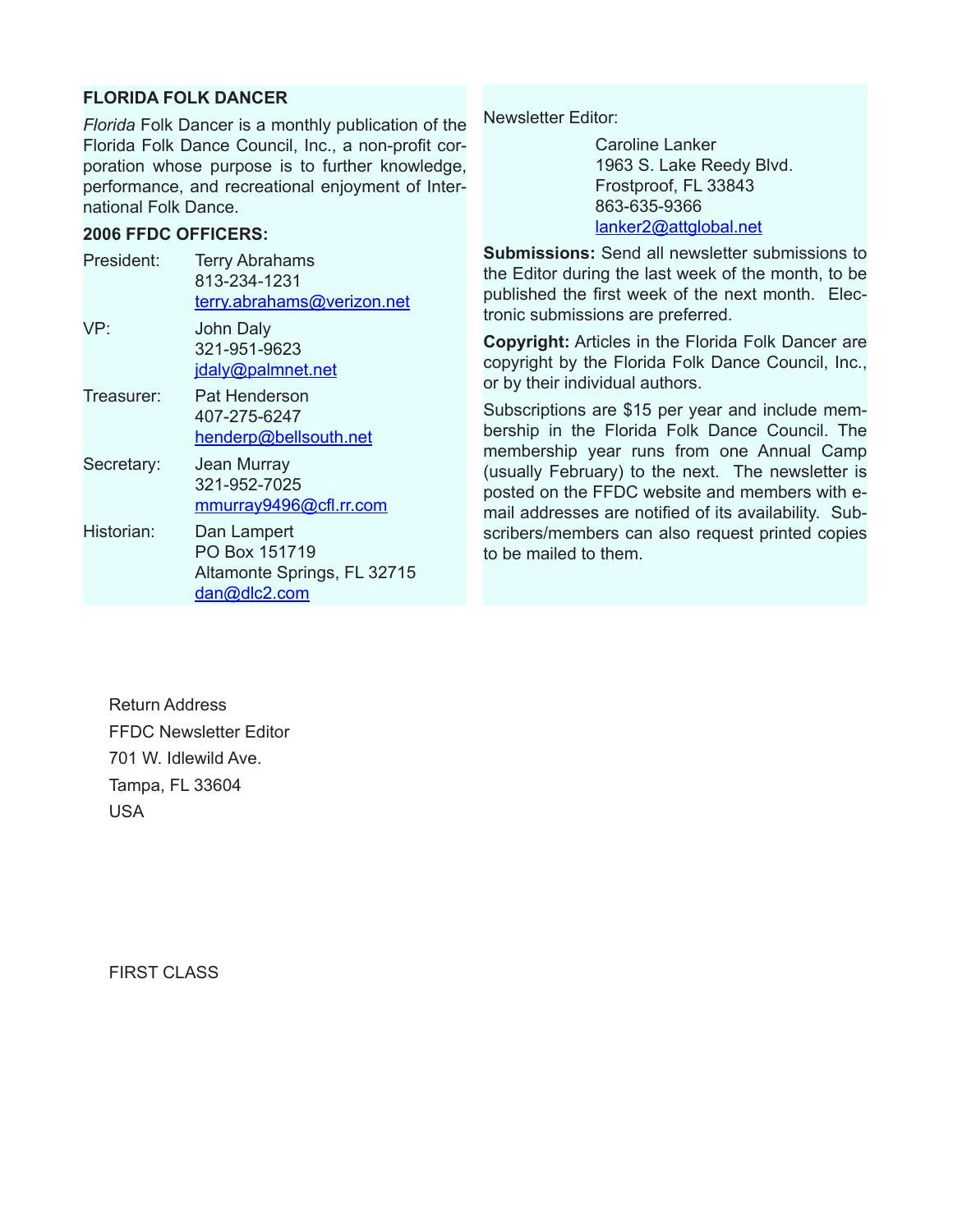## FLORIDA FOLK DANCER

*Florida* Folk Dancer is a monthly publication of the Florida Folk Dance Council, Inc., a non-profit corporation whose purpose is to further knowledge, performance, and recreational enjoyment of International Folk Dance.

### 2006 FFDC OFFICERS:

| | |
|---|---|
| President: | Terry Abrahams<br>813-234-1231<br>terry.abrahams@verizon.net |
| VP: | John Daly<br>321-951-9623<br>jdaly@palmnet.net |
| Treasurer: | Pat Henderson<br>407-275-6247<br>henderp@bellsouth.net |
| Secretary: | Jean Murray<br>321-952-7025<br>mmurray9496@cfl.rr.com |
| Historian: | Dan Lampert<br>PO Box 151719<br>Altamonte Springs, FL 32715<br>dan@dlc2.com |

Newsletter Editor:

Caroline Lanker
1963 S. Lake Reedy Blvd.
Frostproof, FL 33843
863-635-9366
lanker2@attglobal.net

**Submissions:** Send all newsletter submissions to the Editor during the last week of the month, to be published the first week of the next month. Electronic submissions are preferred.

**Copyright:** Articles in the Florida Folk Dancer are copyright by the Florida Folk Dance Council, Inc., or by their individual authors.

Subscriptions are $15 per year and include membership in the Florida Folk Dance Council. The membership year runs from one Annual Camp (usually February) to the next. The newsletter is posted on the FFDC website and members with e-mail addresses are notified of its availability. Subscribers/members can also request printed copies to be mailed to them.

Return Address
FFDC Newsletter Editor
701 W. Idlewild Ave.
Tampa, FL 33604
USA

FIRST CLASS